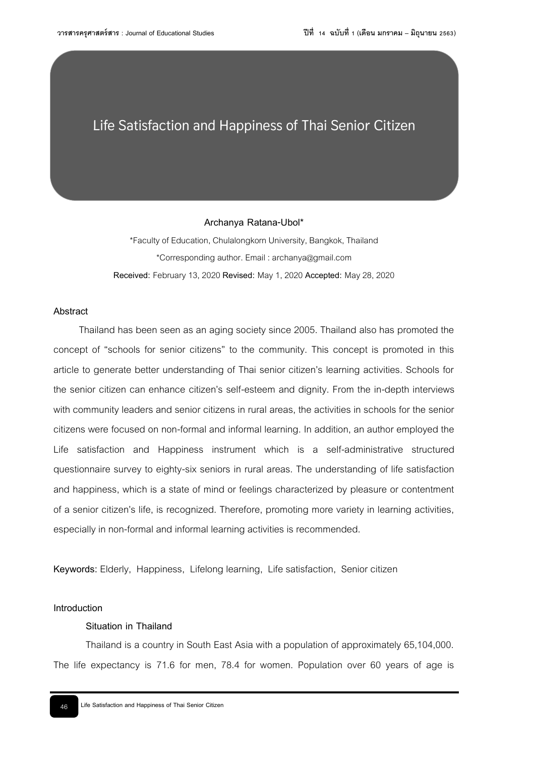# Life Satisfaction and Happiness of Thai Senior Citizen

**Archanya Ratana-Ubol***

*Faculty of Education, Chulalongkorn University, Bangkok, Thailand

*Corresponding author. Email : archanya@gmail.com

**Received:** February 13, 2020 **Revised:** May 1, 2020 **Accepted:** May 28, 2020

## Abstract

Thailand has been seen as an aging society since 2005. Thailand also has promoted the concept of "schools for senior citizens" to the community. This concept is promoted in this article to generate better understanding of Thai senior citizen's learning activities. Schools for the senior citizen can enhance citizen's self-esteem and dignity. From the in-depth interviews with community leaders and senior citizens in rural areas, the activities in schools for the senior citizens were focused on non-formal and informal learning. In addition, an author employed the Life satisfaction and Happiness instrument which is a self-administrative structured questionnaire survey to eighty-six seniors in rural areas. The understanding of life satisfaction and happiness, which is a state of mind or feelings characterized by pleasure or contentment of a senior citizen's life, is recognized. Therefore, promoting more variety in learning activities, especially in non-formal and informal learning activities is recommended.

**Keywords:** Elderly, Happiness, Lifelong learning, Life satisfaction, Senior citizen

## Introduction

### Situation in Thailand

Thailand is a country in South East Asia with a population of approximately 65,104,000. The life expectancy is 71.6 for men, 78.4 for women. Population over 60 years of age is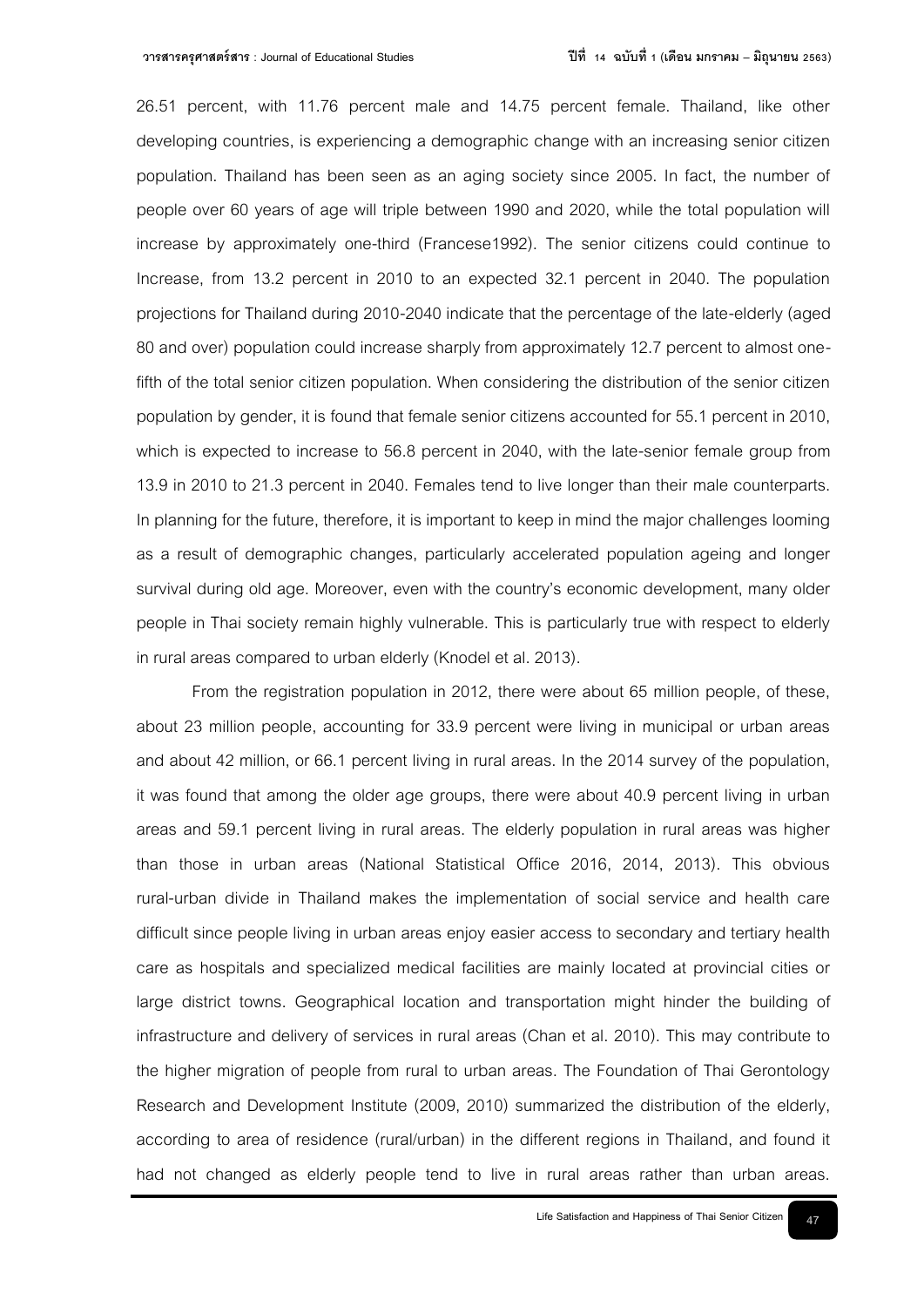26.51 percent, with 11.76 percent male and 14.75 percent female. Thailand, like other developing countries, is experiencing a demographic change with an increasing senior citizen population. Thailand has been seen as an aging society since 2005. In fact, the number of people over 60 years of age will triple between 1990 and 2020, while the total population will increase by approximately one-third (Francese1992). The senior citizens could continue to Increase, from 13.2 percent in 2010 to an expected 32.1 percent in 2040. The population projections for Thailand during 2010-2040 indicate that the percentage of the late-elderly (aged 80 and over) population could increase sharply from approximately 12.7 percent to almost one-fifth of the total senior citizen population. When considering the distribution of the senior citizen population by gender, it is found that female senior citizens accounted for 55.1 percent in 2010, which is expected to increase to 56.8 percent in 2040, with the late-senior female group from 13.9 in 2010 to 21.3 percent in 2040. Females tend to live longer than their male counterparts. In planning for the future, therefore, it is important to keep in mind the major challenges looming as a result of demographic changes, particularly accelerated population ageing and longer survival during old age. Moreover, even with the country's economic development, many older people in Thai society remain highly vulnerable. This is particularly true with respect to elderly in rural areas compared to urban elderly (Knodel et al. 2013).

From the registration population in 2012, there were about 65 million people, of these, about 23 million people, accounting for 33.9 percent were living in municipal or urban areas and about 42 million, or 66.1 percent living in rural areas. In the 2014 survey of the population, it was found that among the older age groups, there were about 40.9 percent living in urban areas and 59.1 percent living in rural areas. The elderly population in rural areas was higher than those in urban areas (National Statistical Office 2016, 2014, 2013). This obvious rural-urban divide in Thailand makes the implementation of social service and health care difficult since people living in urban areas enjoy easier access to secondary and tertiary health care as hospitals and specialized medical facilities are mainly located at provincial cities or large district towns. Geographical location and transportation might hinder the building of infrastructure and delivery of services in rural areas (Chan et al. 2010). This may contribute to the higher migration of people from rural to urban areas. The Foundation of Thai Gerontology Research and Development Institute (2009, 2010) summarized the distribution of the elderly, according to area of residence (rural/urban) in the different regions in Thailand, and found it had not changed as elderly people tend to live in rural areas rather than urban areas.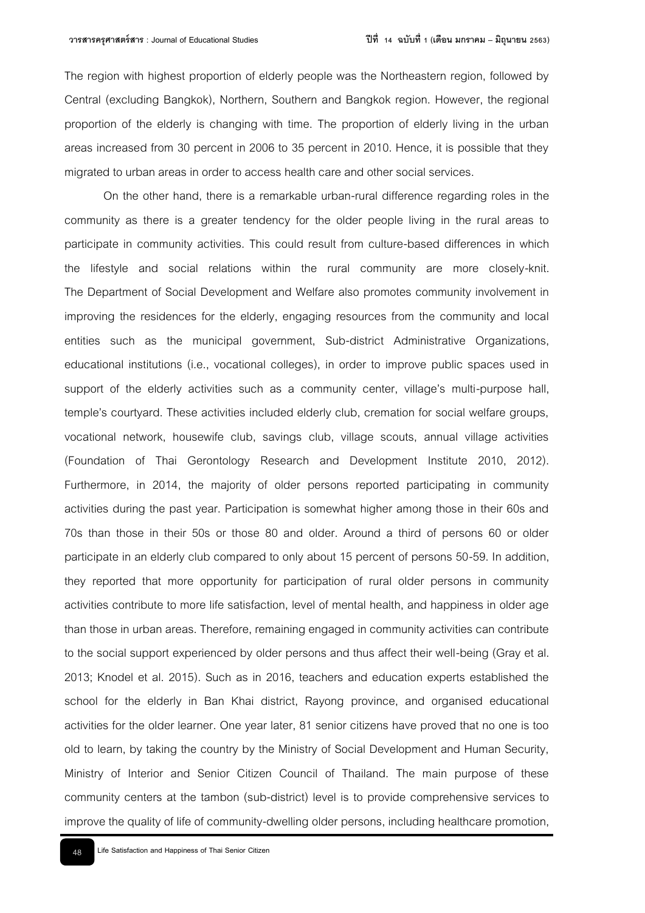The region with highest proportion of elderly people was the Northeastern region, followed by Central (excluding Bangkok), Northern, Southern and Bangkok region. However, the regional proportion of the elderly is changing with time. The proportion of elderly living in the urban areas increased from 30 percent in 2006 to 35 percent in 2010. Hence, it is possible that they migrated to urban areas in order to access health care and other social services.

On the other hand, there is a remarkable urban-rural difference regarding roles in the community as there is a greater tendency for the older people living in the rural areas to participate in community activities. This could result from culture-based differences in which the lifestyle and social relations within the rural community are more closely-knit. The Department of Social Development and Welfare also promotes community involvement in improving the residences for the elderly, engaging resources from the community and local entities such as the municipal government, Sub-district Administrative Organizations, educational institutions (i.e., vocational colleges), in order to improve public spaces used in support of the elderly activities such as a community center, village's multi-purpose hall, temple's courtyard. These activities included elderly club, cremation for social welfare groups, vocational network, housewife club, savings club, village scouts, annual village activities (Foundation of Thai Gerontology Research and Development Institute 2010, 2012). Furthermore, in 2014, the majority of older persons reported participating in community activities during the past year. Participation is somewhat higher among those in their 60s and 70s than those in their 50s or those 80 and older. Around a third of persons 60 or older participate in an elderly club compared to only about 15 percent of persons 50-59. In addition, they reported that more opportunity for participation of rural older persons in community activities contribute to more life satisfaction, level of mental health, and happiness in older age than those in urban areas. Therefore, remaining engaged in community activities can contribute to the social support experienced by older persons and thus affect their well-being (Gray et al. 2013; Knodel et al. 2015). Such as in 2016, teachers and education experts established the school for the elderly in Ban Khai district, Rayong province, and organised educational activities for the older learner. One year later, 81 senior citizens have proved that no one is too old to learn, by taking the country by the Ministry of Social Development and Human Security, Ministry of Interior and Senior Citizen Council of Thailand. The main purpose of these community centers at the tambon (sub-district) level is to provide comprehensive services to improve the quality of life of community-dwelling older persons, including healthcare promotion,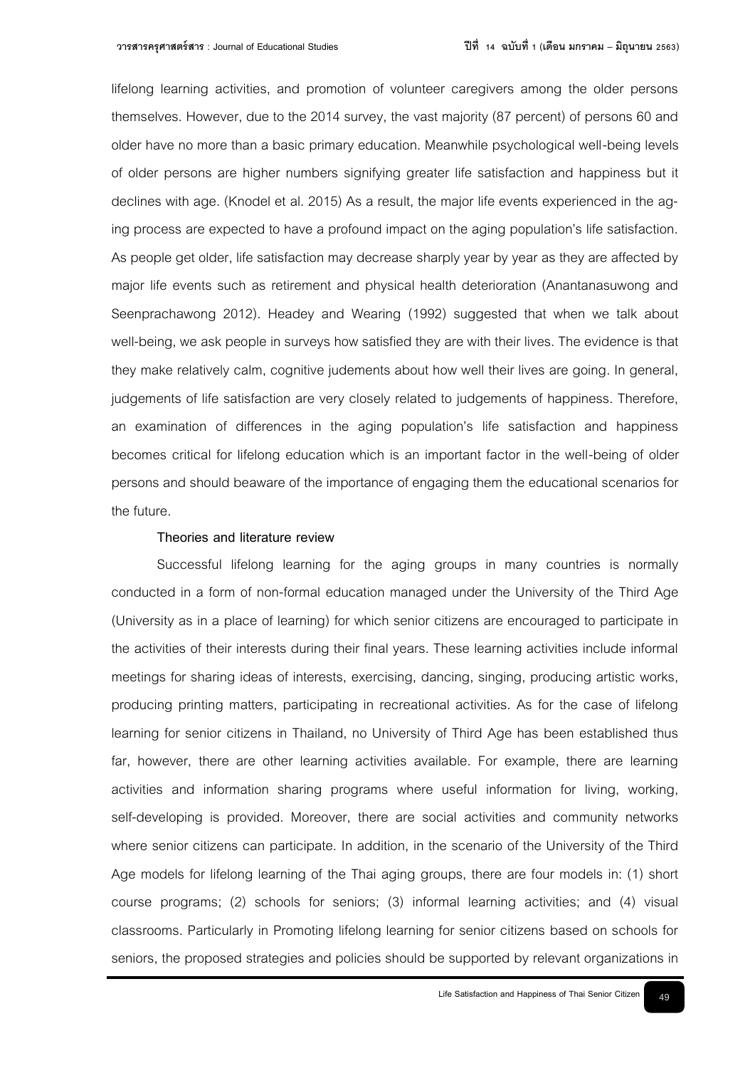lifelong learning activities, and promotion of volunteer caregivers among the older persons themselves. However, due to the 2014 survey, the vast majority (87 percent) of persons 60 and older have no more than a basic primary education. Meanwhile psychological well-being levels of older persons are higher numbers signifying greater life satisfaction and happiness but it declines with age. (Knodel et al. 2015) As a result, the major life events experienced in the aging process are expected to have a profound impact on the aging population's life satisfaction. As people get older, life satisfaction may decrease sharply year by year as they are affected by major life events such as retirement and physical health deterioration (Anantanasuwong and Seenprachawong 2012). Headey and Wearing (1992) suggested that when we talk about well-being, we ask people in surveys how satisfied they are with their lives. The evidence is that they make relatively calm, cognitive judements about how well their lives are going. In general, judgements of life satisfaction are very closely related to judgements of happiness. Therefore, an examination of differences in the aging population's life satisfaction and happiness becomes critical for lifelong education which is an important factor in the well-being of older persons and should beaware of the importance of engaging them the educational scenarios for the future.

**Theories and literature review**

Successful lifelong learning for the aging groups in many countries is normally conducted in a form of non-formal education managed under the University of the Third Age (University as in a place of learning) for which senior citizens are encouraged to participate in the activities of their interests during their final years. These learning activities include informal meetings for sharing ideas of interests, exercising, dancing, singing, producing artistic works, producing printing matters, participating in recreational activities. As for the case of lifelong learning for senior citizens in Thailand, no University of Third Age has been established thus far, however, there are other learning activities available. For example, there are learning activities and information sharing programs where useful information for living, working, self-developing is provided. Moreover, there are social activities and community networks where senior citizens can participate. In addition, in the scenario of the University of the Third Age models for lifelong learning of the Thai aging groups, there are four models in: (1) short course programs; (2) schools for seniors; (3) informal learning activities; and (4) visual classrooms. Particularly in Promoting lifelong learning for senior citizens based on schools for seniors, the proposed strategies and policies should be supported by relevant organizations in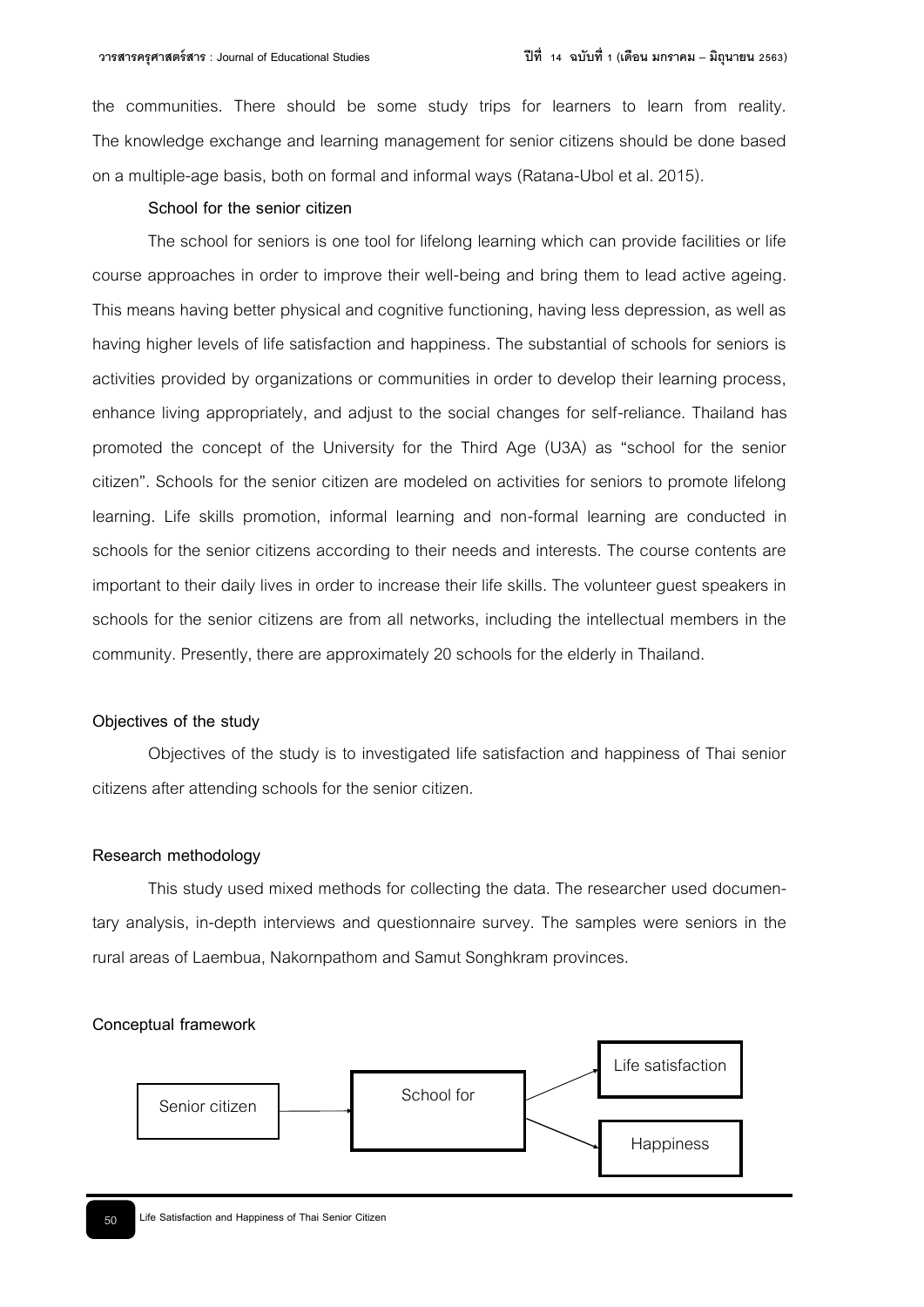the communities. There should be some study trips for learners to learn from reality. The knowledge exchange and learning management for senior citizens should be done based on a multiple-age basis, both on formal and informal ways (Ratana-Ubol et al. 2015).

**School for the senior citizen**

The school for seniors is one tool for lifelong learning which can provide facilities or life course approaches in order to improve their well-being and bring them to lead active ageing. This means having better physical and cognitive functioning, having less depression, as well as having higher levels of life satisfaction and happiness. The substantial of schools for seniors is activities provided by organizations or communities in order to develop their learning process, enhance living appropriately, and adjust to the social changes for self-reliance. Thailand has promoted the concept of the University for the Third Age (U3A) as "school for the senior citizen". Schools for the senior citizen are modeled on activities for seniors to promote lifelong learning. Life skills promotion, informal learning and non-formal learning are conducted in schools for the senior citizens according to their needs and interests. The course contents are important to their daily lives in order to increase their life skills. The volunteer guest speakers in schools for the senior citizens are from all networks, including the intellectual members in the community. Presently, there are approximately 20 schools for the elderly in Thailand.

**Objectives of the study**

Objectives of the study is to investigated life satisfaction and happiness of Thai senior citizens after attending schools for the senior citizen.

**Research methodology**

This study used mixed methods for collecting the data. The researcher used documentary analysis, in-depth interviews and questionnaire survey. The samples were seniors in the rural areas of Laembua, Nakornpathom and Samut Songhkram provinces.

**Conceptual framework**

Senior citizen → School for → Life satisfaction / Happiness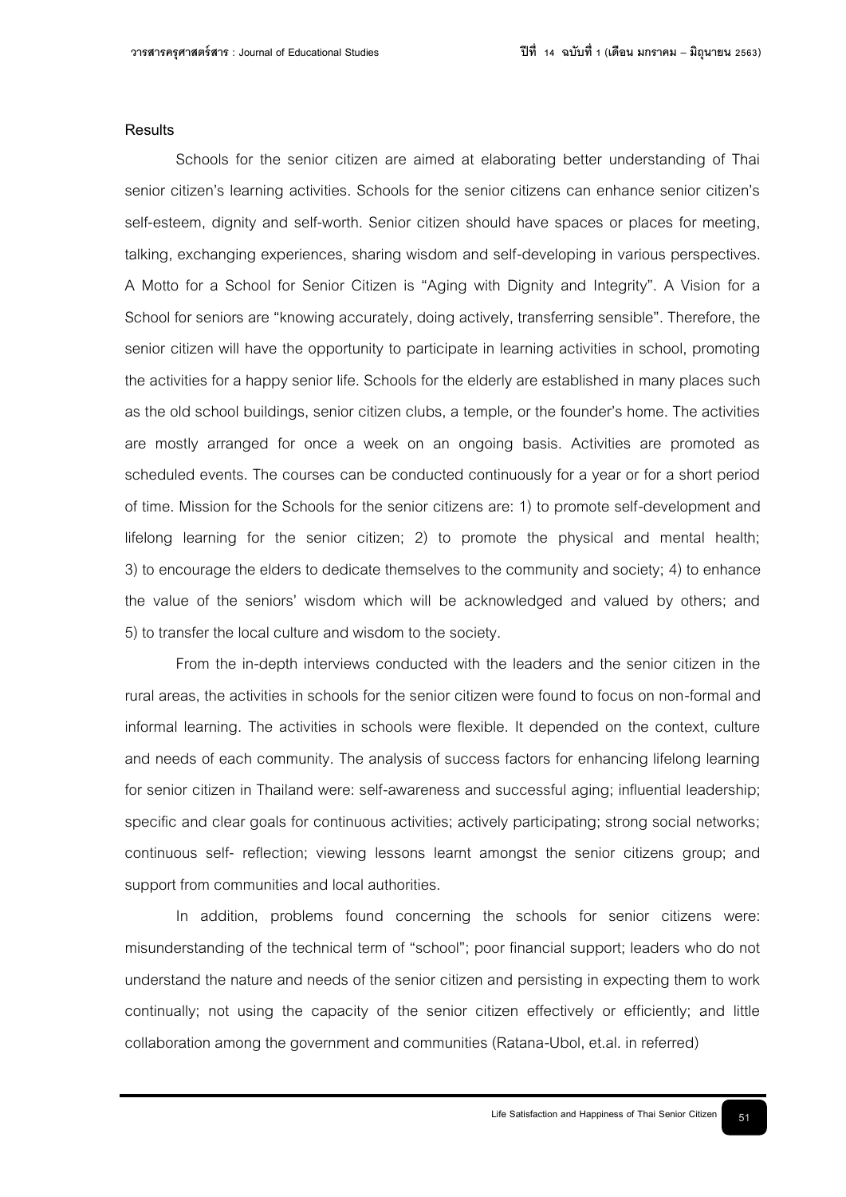## Results

Schools for the senior citizen are aimed at elaborating better understanding of Thai senior citizen's learning activities. Schools for the senior citizens can enhance senior citizen's self-esteem, dignity and self-worth. Senior citizen should have spaces or places for meeting, talking, exchanging experiences, sharing wisdom and self-developing in various perspectives. A Motto for a School for Senior Citizen is "Aging with Dignity and Integrity". A Vision for a School for seniors are "knowing accurately, doing actively, transferring sensible". Therefore, the senior citizen will have the opportunity to participate in learning activities in school, promoting the activities for a happy senior life. Schools for the elderly are established in many places such as the old school buildings, senior citizen clubs, a temple, or the founder's home. The activities are mostly arranged for once a week on an ongoing basis. Activities are promoted as scheduled events. The courses can be conducted continuously for a year or for a short period of time. Mission for the Schools for the senior citizens are: 1) to promote self-development and lifelong learning for the senior citizen; 2) to promote the physical and mental health; 3) to encourage the elders to dedicate themselves to the community and society; 4) to enhance the value of the seniors' wisdom which will be acknowledged and valued by others; and 5) to transfer the local culture and wisdom to the society.

From the in-depth interviews conducted with the leaders and the senior citizen in the rural areas, the activities in schools for the senior citizen were found to focus on non-formal and informal learning. The activities in schools were flexible. It depended on the context, culture and needs of each community. The analysis of success factors for enhancing lifelong learning for senior citizen in Thailand were: self-awareness and successful aging; influential leadership; specific and clear goals for continuous activities; actively participating; strong social networks; continuous self- reflection; viewing lessons learnt amongst the senior citizens group; and support from communities and local authorities.

In addition, problems found concerning the schools for senior citizens were: misunderstanding of the technical term of "school"; poor financial support; leaders who do not understand the nature and needs of the senior citizen and persisting in expecting them to work continually; not using the capacity of the senior citizen effectively or efficiently; and little collaboration among the government and communities (Ratana-Ubol, et.al. in referred)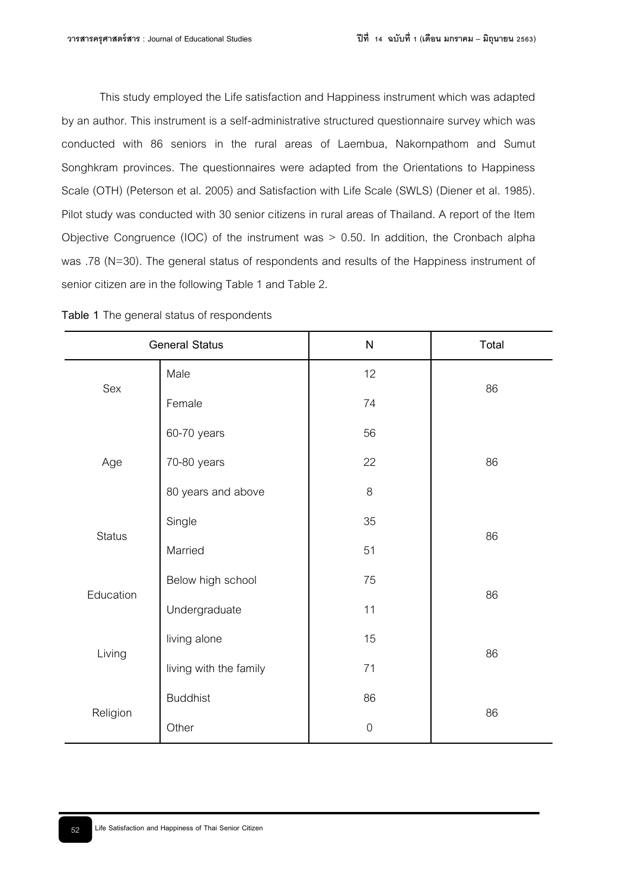This study employed the Life satisfaction and Happiness instrument which was adapted by an author. This instrument is a self-administrative structured questionnaire survey which was conducted with 86 seniors in the rural areas of Laembua, Nakornpathom and Sumut Songhkram provinces. The questionnaires were adapted from the Orientations to Happiness Scale (OTH) (Peterson et al. 2005) and Satisfaction with Life Scale (SWLS) (Diener et al. 1985). Pilot study was conducted with 30 senior citizens in rural areas of Thailand. A report of the Item Objective Congruence (IOC) of the instrument was > 0.50. In addition, the Cronbach alpha was .78 (N=30). The general status of respondents and results of the Happiness instrument of senior citizen are in the following Table 1 and Table 2.

**Table 1** The general status of respondents

| General Status | | N | Total |
|---|---|---|---|
| Sex | Male | 12 | 86 |
| | Female | 74 | |
| Age | 60-70 years | 56 | 86 |
| | 70-80 years | 22 | |
| | 80 years and above | 8 | |
| Status | Single | 35 | 86 |
| | Married | 51 | |
| Education | Below high school | 75 | 86 |
| | Undergraduate | 11 | |
| Living | living alone | 15 | 86 |
| | living with the family | 71 | |
| Religion | Buddhist | 86 | 86 |
| | Other | 0 | |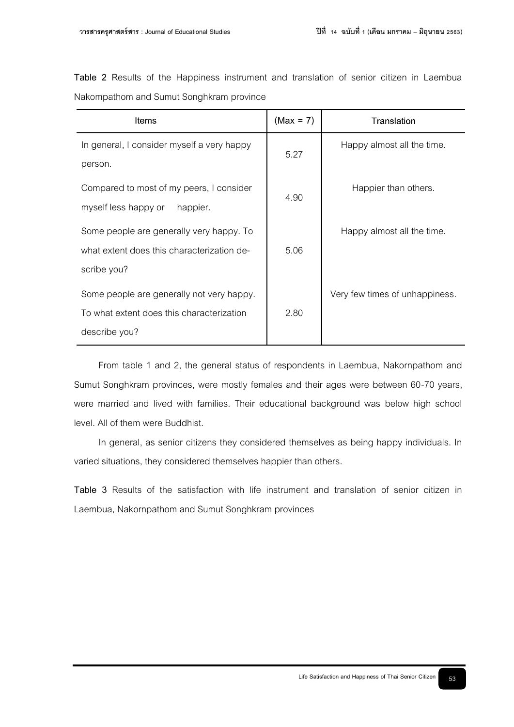**Table 2** Results of the Happiness instrument and translation of senior citizen in Laembua Nakompathom and Sumut Songhkram province

| Items | (Max = 7) | Translation |
|---|---|---|
| In general, I consider myself a very happy person. | 5.27 | Happy almost all the time. |
| Compared to most of my peers, I consider myself less happy or happier. | 4.90 | Happier than others. |
| Some people are generally very happy. To what extent does this characterization describe you? | 5.06 | Happy almost all the time. |
| Some people are generally not very happy. To what extent does this characterization describe you? | 2.80 | Very few times of unhappiness. |

From table 1 and 2, the general status of respondents in Laembua, Nakornpathom and Sumut Songhkram provinces, were mostly females and their ages were between 60-70 years, were married and lived with families. Their educational background was below high school level. All of them were Buddhist.

In general, as senior citizens they considered themselves as being happy individuals. In varied situations, they considered themselves happier than others.

**Table 3** Results of the satisfaction with life instrument and translation of senior citizen in Laembua, Nakornpathom and Sumut Songhkram provinces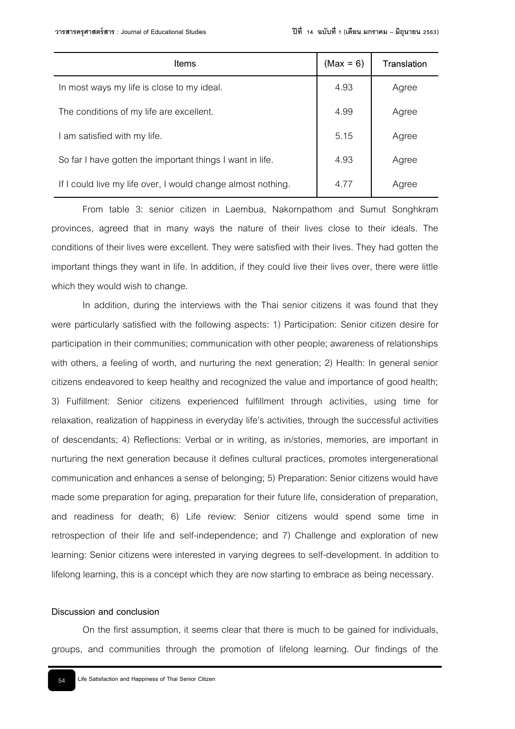| Items | (Max = 6) | Translation |
|---|---|---|
| In most ways my life is close to my ideal. | 4.93 | Agree |
| The conditions of my life are excellent. | 4.99 | Agree |
| I am satisfied with my life. | 5.15 | Agree |
| So far I have gotten the important things I want in life. | 4.93 | Agree |
| If I could live my life over, I would change almost nothing. | 4.77 | Agree |

From table 3: senior citizen in Laembua, Nakornpathom and Sumut Songhkram provinces, agreed that in many ways the nature of their lives close to their ideals. The conditions of their lives were excellent. They were satisfied with their lives. They had gotten the important things they want in life. In addition, if they could live their lives over, there were little which they would wish to change.

In addition, during the interviews with the Thai senior citizens it was found that they were particularly satisfied with the following aspects: 1) Participation: Senior citizen desire for participation in their communities; communication with other people; awareness of relationships with others, a feeling of worth, and nurturing the next generation; 2) Health: In general senior citizens endeavored to keep healthy and recognized the value and importance of good health; 3) Fulfillment: Senior citizens experienced fulfillment through activities, using time for relaxation, realization of happiness in everyday life's activities, through the successful activities of descendants; 4) Reflections: Verbal or in writing, as in/stories, memories, are important in nurturing the next generation because it defines cultural practices, promotes intergenerational communication and enhances a sense of belonging; 5) Preparation: Senior citizens would have made some preparation for aging, preparation for their future life, consideration of preparation, and readiness for death; 6) Life review: Senior citizens would spend some time in retrospection of their life and self-independence; and 7) Challenge and exploration of new learning: Senior citizens were interested in varying degrees to self-development. In addition to lifelong learning, this is a concept which they are now starting to embrace as being necessary.

**Discussion and conclusion**

On the first assumption, it seems clear that there is much to be gained for individuals, groups, and communities through the promotion of lifelong learning. Our findings of the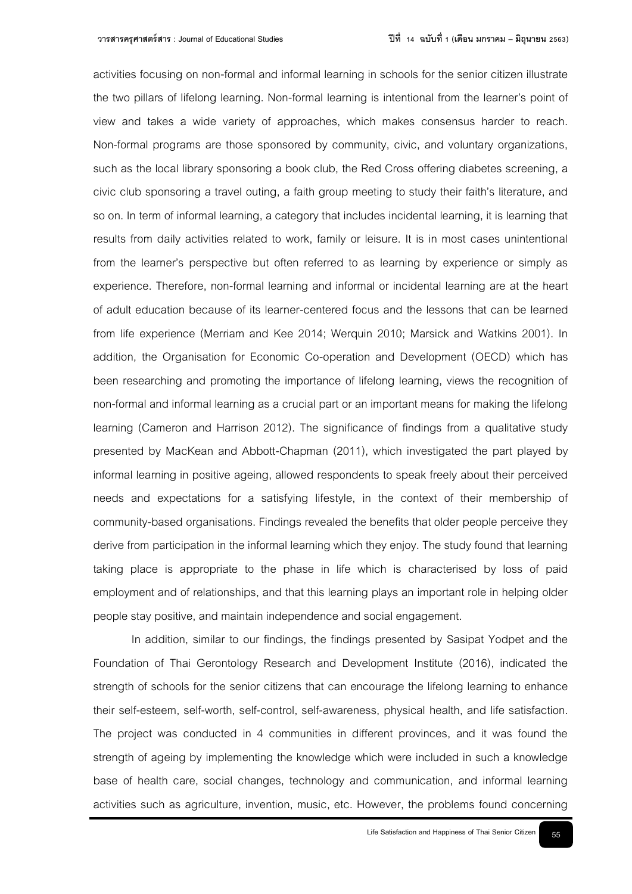activities focusing on non-formal and informal learning in schools for the senior citizen illustrate the two pillars of lifelong learning. Non-formal learning is intentional from the learner's point of view and takes a wide variety of approaches, which makes consensus harder to reach. Non-formal programs are those sponsored by community, civic, and voluntary organizations, such as the local library sponsoring a book club, the Red Cross offering diabetes screening, a civic club sponsoring a travel outing, a faith group meeting to study their faith's literature, and so on. In term of informal learning, a category that includes incidental learning, it is learning that results from daily activities related to work, family or leisure. It is in most cases unintentional from the learner's perspective but often referred to as learning by experience or simply as experience. Therefore, non-formal learning and informal or incidental learning are at the heart of adult education because of its learner-centered focus and the lessons that can be learned from life experience (Merriam and Kee 2014; Werquin 2010; Marsick and Watkins 2001). In addition, the Organisation for Economic Co-operation and Development (OECD) which has been researching and promoting the importance of lifelong learning, views the recognition of non-formal and informal learning as a crucial part or an important means for making the lifelong learning (Cameron and Harrison 2012). The significance of findings from a qualitative study presented by MacKean and Abbott-Chapman (2011), which investigated the part played by informal learning in positive ageing, allowed respondents to speak freely about their perceived needs and expectations for a satisfying lifestyle, in the context of their membership of community-based organisations. Findings revealed the benefits that older people perceive they derive from participation in the informal learning which they enjoy. The study found that learning taking place is appropriate to the phase in life which is characterised by loss of paid employment and of relationships, and that this learning plays an important role in helping older people stay positive, and maintain independence and social engagement.

In addition, similar to our findings, the findings presented by Sasipat Yodpet and the Foundation of Thai Gerontology Research and Development Institute (2016), indicated the strength of schools for the senior citizens that can encourage the lifelong learning to enhance their self-esteem, self-worth, self-control, self-awareness, physical health, and life satisfaction. The project was conducted in 4 communities in different provinces, and it was found the strength of ageing by implementing the knowledge which were included in such a knowledge base of health care, social changes, technology and communication, and informal learning activities such as agriculture, invention, music, etc. However, the problems found concerning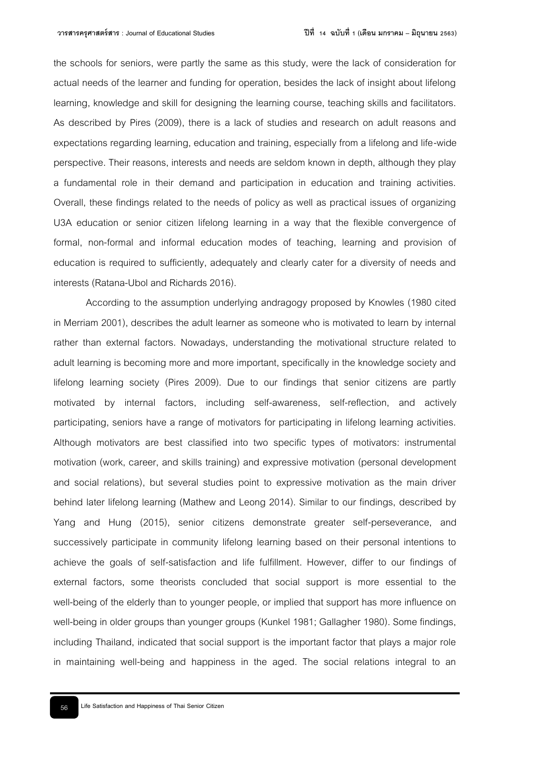the schools for seniors, were partly the same as this study, were the lack of consideration for actual needs of the learner and funding for operation, besides the lack of insight about lifelong learning, knowledge and skill for designing the learning course, teaching skills and facilitators. As described by Pires (2009), there is a lack of studies and research on adult reasons and expectations regarding learning, education and training, especially from a lifelong and life-wide perspective. Their reasons, interests and needs are seldom known in depth, although they play a fundamental role in their demand and participation in education and training activities. Overall, these findings related to the needs of policy as well as practical issues of organizing U3A education or senior citizen lifelong learning in a way that the flexible convergence of formal, non-formal and informal education modes of teaching, learning and provision of education is required to sufficiently, adequately and clearly cater for a diversity of needs and interests (Ratana-Ubol and Richards 2016).

According to the assumption underlying andragogy proposed by Knowles (1980 cited in Merriam 2001), describes the adult learner as someone who is motivated to learn by internal rather than external factors. Nowadays, understanding the motivational structure related to adult learning is becoming more and more important, specifically in the knowledge society and lifelong learning society (Pires 2009). Due to our findings that senior citizens are partly motivated by internal factors, including self-awareness, self-reflection, and actively participating, seniors have a range of motivators for participating in lifelong learning activities. Although motivators are best classified into two specific types of motivators: instrumental motivation (work, career, and skills training) and expressive motivation (personal development and social relations), but several studies point to expressive motivation as the main driver behind later lifelong learning (Mathew and Leong 2014). Similar to our findings, described by Yang and Hung (2015), senior citizens demonstrate greater self-perseverance, and successively participate in community lifelong learning based on their personal intentions to achieve the goals of self-satisfaction and life fulfillment. However, differ to our findings of external factors, some theorists concluded that social support is more essential to the well-being of the elderly than to younger people, or implied that support has more influence on well-being in older groups than younger groups (Kunkel 1981; Gallagher 1980). Some findings, including Thailand, indicated that social support is the important factor that plays a major role in maintaining well-being and happiness in the aged. The social relations integral to an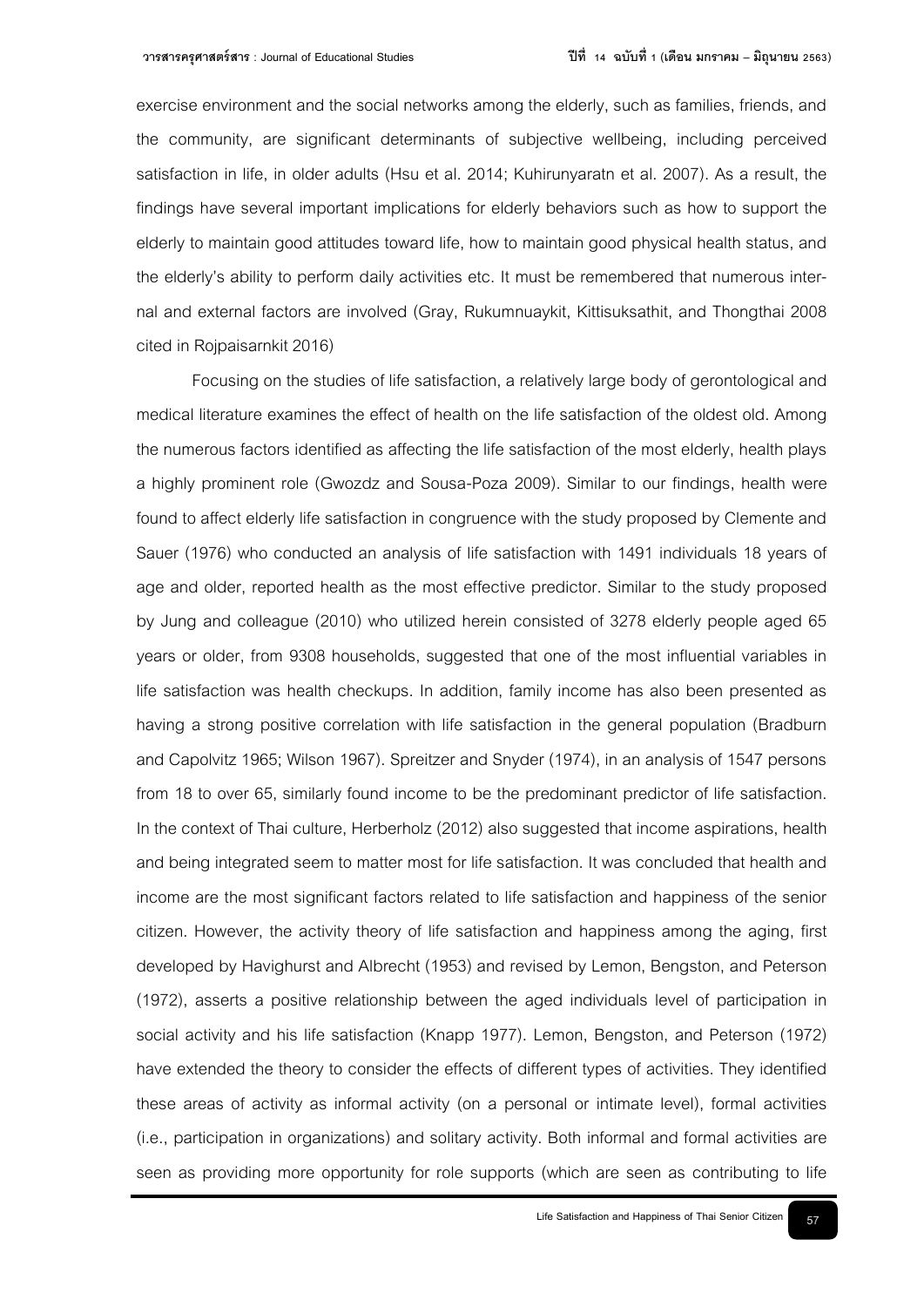exercise environment and the social networks among the elderly, such as families, friends, and the community, are significant determinants of subjective wellbeing, including perceived satisfaction in life, in older adults (Hsu et al. 2014; Kuhirunyaratn et al. 2007). As a result, the findings have several important implications for elderly behaviors such as how to support the elderly to maintain good attitudes toward life, how to maintain good physical health status, and the elderly's ability to perform daily activities etc. It must be remembered that numerous internal and external factors are involved (Gray, Rukumnuaykit, Kittisuksathit, and Thongthai 2008 cited in Rojpaisarnkit 2016)

Focusing on the studies of life satisfaction, a relatively large body of gerontological and medical literature examines the effect of health on the life satisfaction of the oldest old. Among the numerous factors identified as affecting the life satisfaction of the most elderly, health plays a highly prominent role (Gwozdz and Sousa-Poza 2009). Similar to our findings, health were found to affect elderly life satisfaction in congruence with the study proposed by Clemente and Sauer (1976) who conducted an analysis of life satisfaction with 1491 individuals 18 years of age and older, reported health as the most effective predictor. Similar to the study proposed by Jung and colleague (2010) who utilized herein consisted of 3278 elderly people aged 65 years or older, from 9308 households, suggested that one of the most influential variables in life satisfaction was health checkups. In addition, family income has also been presented as having a strong positive correlation with life satisfaction in the general population (Bradburn and Capolvitz 1965; Wilson 1967). Spreitzer and Snyder (1974), in an analysis of 1547 persons from 18 to over 65, similarly found income to be the predominant predictor of life satisfaction. In the context of Thai culture, Herberholz (2012) also suggested that income aspirations, health and being integrated seem to matter most for life satisfaction. It was concluded that health and income are the most significant factors related to life satisfaction and happiness of the senior citizen. However, the activity theory of life satisfaction and happiness among the aging, first developed by Havighurst and Albrecht (1953) and revised by Lemon, Bengston, and Peterson (1972), asserts a positive relationship between the aged individuals level of participation in social activity and his life satisfaction (Knapp 1977). Lemon, Bengston, and Peterson (1972) have extended the theory to consider the effects of different types of activities. They identified these areas of activity as informal activity (on a personal or intimate level), formal activities (i.e., participation in organizations) and solitary activity. Both informal and formal activities are seen as providing more opportunity for role supports (which are seen as contributing to life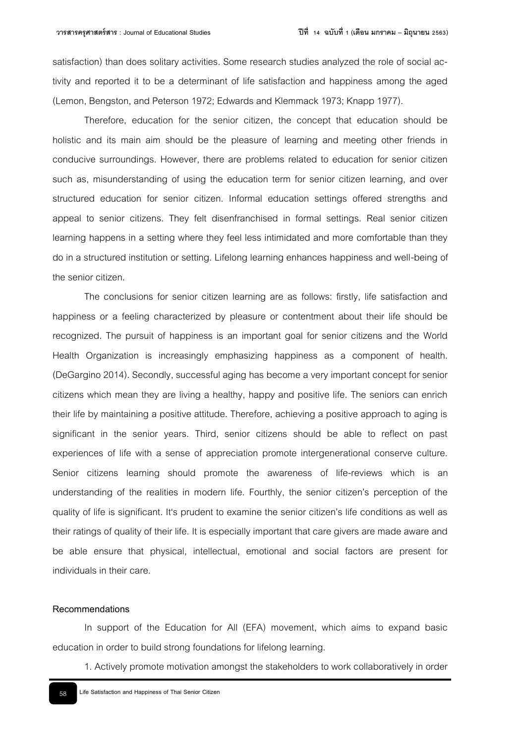satisfaction) than does solitary activities. Some research studies analyzed the role of social activity and reported it to be a determinant of life satisfaction and happiness among the aged (Lemon, Bengston, and Peterson 1972; Edwards and Klemmack 1973; Knapp 1977).

Therefore, education for the senior citizen, the concept that education should be holistic and its main aim should be the pleasure of learning and meeting other friends in conducive surroundings. However, there are problems related to education for senior citizen such as, misunderstanding of using the education term for senior citizen learning, and over structured education for senior citizen. Informal education settings offered strengths and appeal to senior citizens. They felt disenfranchised in formal settings. Real senior citizen learning happens in a setting where they feel less intimidated and more comfortable than they do in a structured institution or setting. Lifelong learning enhances happiness and well-being of the senior citizen.

The conclusions for senior citizen learning are as follows: firstly, life satisfaction and happiness or a feeling characterized by pleasure or contentment about their life should be recognized. The pursuit of happiness is an important goal for senior citizens and the World Health Organization is increasingly emphasizing happiness as a component of health. (DeGargino 2014). Secondly, successful aging has become a very important concept for senior citizens which mean they are living a healthy, happy and positive life. The seniors can enrich their life by maintaining a positive attitude. Therefore, achieving a positive approach to aging is significant in the senior years. Third, senior citizens should be able to reflect on past experiences of life with a sense of appreciation promote intergenerational conserve culture. Senior citizens learning should promote the awareness of life-reviews which is an understanding of the realities in modern life. Fourthly, the senior citizen's perception of the quality of life is significant. It's prudent to examine the senior citizen's life conditions as well as their ratings of quality of their life. It is especially important that care givers are made aware and be able ensure that physical, intellectual, emotional and social factors are present for individuals in their care.

### Recommendations

In support of the Education for All (EFA) movement, which aims to expand basic education in order to build strong foundations for lifelong learning.

1. Actively promote motivation amongst the stakeholders to work collaboratively in order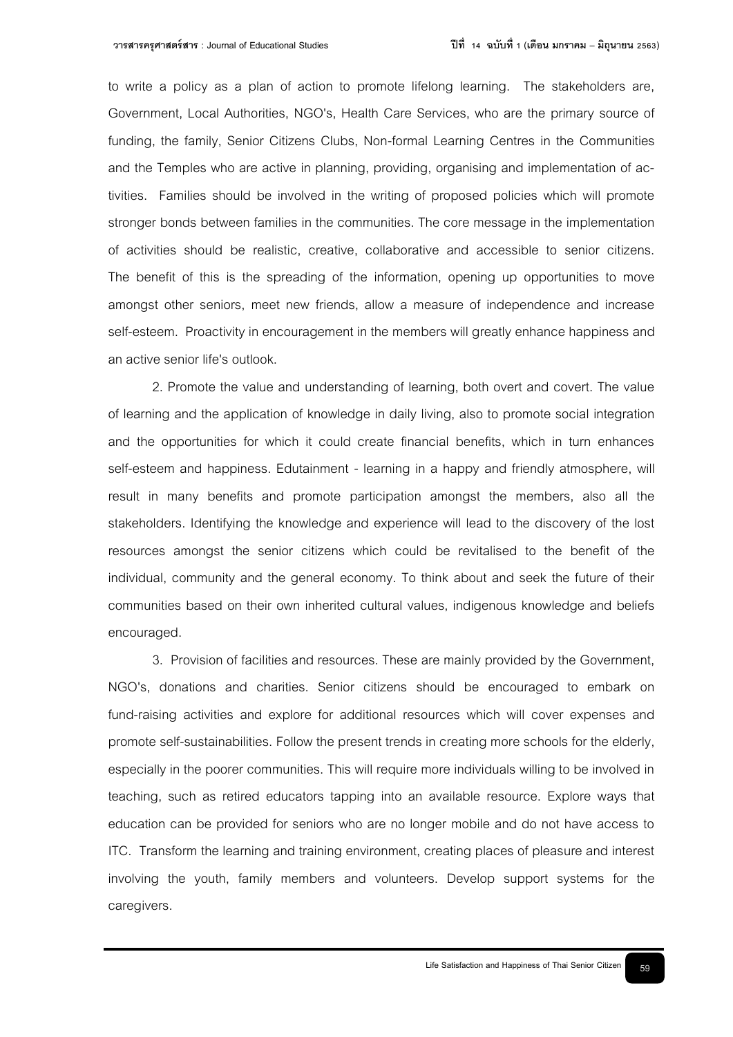to write a policy as a plan of action to promote lifelong learning. The stakeholders are, Government, Local Authorities, NGO's, Health Care Services, who are the primary source of funding, the family, Senior Citizens Clubs, Non-formal Learning Centres in the Communities and the Temples who are active in planning, providing, organising and implementation of activities. Families should be involved in the writing of proposed policies which will promote stronger bonds between families in the communities. The core message in the implementation of activities should be realistic, creative, collaborative and accessible to senior citizens. The benefit of this is the spreading of the information, opening up opportunities to move amongst other seniors, meet new friends, allow a measure of independence and increase self-esteem. Proactivity in encouragement in the members will greatly enhance happiness and an active senior life's outlook.

2. Promote the value and understanding of learning, both overt and covert. The value of learning and the application of knowledge in daily living, also to promote social integration and the opportunities for which it could create financial benefits, which in turn enhances self-esteem and happiness. Edutainment - learning in a happy and friendly atmosphere, will result in many benefits and promote participation amongst the members, also all the stakeholders. Identifying the knowledge and experience will lead to the discovery of the lost resources amongst the senior citizens which could be revitalised to the benefit of the individual, community and the general economy. To think about and seek the future of their communities based on their own inherited cultural values, indigenous knowledge and beliefs encouraged.

3. Provision of facilities and resources. These are mainly provided by the Government, NGO's, donations and charities. Senior citizens should be encouraged to embark on fund-raising activities and explore for additional resources which will cover expenses and promote self-sustainabilities. Follow the present trends in creating more schools for the elderly, especially in the poorer communities. This will require more individuals willing to be involved in teaching, such as retired educators tapping into an available resource. Explore ways that education can be provided for seniors who are no longer mobile and do not have access to ITC. Transform the learning and training environment, creating places of pleasure and interest involving the youth, family members and volunteers. Develop support systems for the caregivers.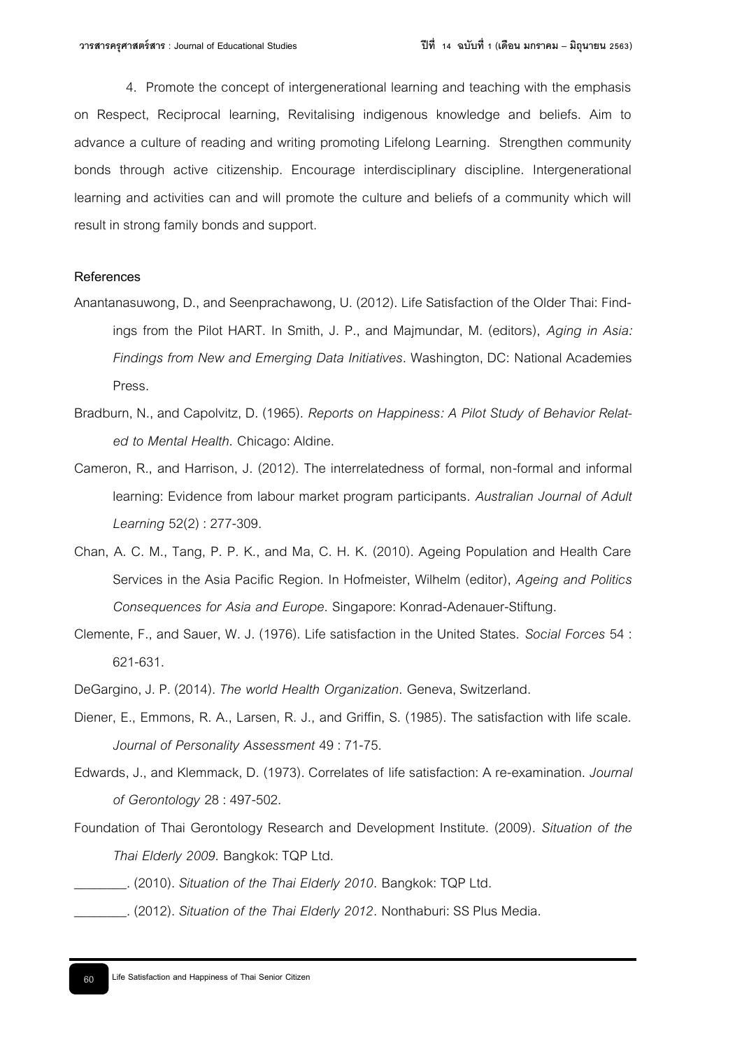4. Promote the concept of intergenerational learning and teaching with the emphasis on Respect, Reciprocal learning, Revitalising indigenous knowledge and beliefs. Aim to advance a culture of reading and writing promoting Lifelong Learning. Strengthen community bonds through active citizenship. Encourage interdisciplinary discipline. Intergenerational learning and activities can and will promote the culture and beliefs of a community which will result in strong family bonds and support.

**References**

Anantanasuwong, D., and Seenprachawong, U. (2012). Life Satisfaction of the Older Thai: Findings from the Pilot HART. In Smith, J. P., and Majmundar, M. (editors), *Aging in Asia: Findings from New and Emerging Data Initiatives*. Washington, DC: National Academies Press.

Bradburn, N., and Capolvitz, D. (1965). *Reports on Happiness: A Pilot Study of Behavior Related to Mental Health*. Chicago: Aldine.

Cameron, R., and Harrison, J. (2012). The interrelatedness of formal, non-formal and informal learning: Evidence from labour market program participants. *Australian Journal of Adult Learning* 52(2) : 277-309.

Chan, A. C. M., Tang, P. P. K., and Ma, C. H. K. (2010). Ageing Population and Health Care Services in the Asia Pacific Region. In Hofmeister, Wilhelm (editor), *Ageing and Politics Consequences for Asia and Europe*. Singapore: Konrad-Adenauer-Stiftung.

Clemente, F., and Sauer, W. J. (1976). Life satisfaction in the United States. *Social Forces* 54 : 621-631.

DeGargino, J. P. (2014). *The world Health Organization*. Geneva, Switzerland.

Diener, E., Emmons, R. A., Larsen, R. J., and Griffin, S. (1985). The satisfaction with life scale. *Journal of Personality Assessment* 49 : 71-75.

Edwards, J., and Klemmack, D. (1973). Correlates of life satisfaction: A re-examination. *Journal of Gerontology* 28 : 497-502.

Foundation of Thai Gerontology Research and Development Institute. (2009). *Situation of the Thai Elderly 2009.* Bangkok: TQP Ltd.

________. (2010). *Situation of the Thai Elderly 2010*. Bangkok: TQP Ltd.

________. (2012). *Situation of the Thai Elderly 2012*. Nonthaburi: SS Plus Media.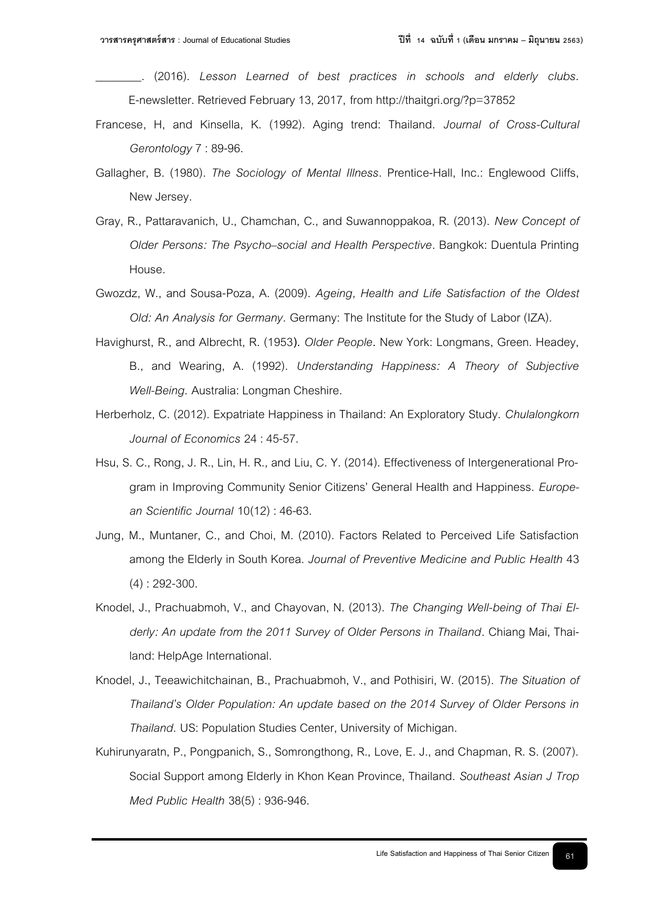________. (2016). *Lesson Learned of best practices in schools and elderly clubs*. E-newsletter. Retrieved February 13, 2017, from http://thaitgri.org/?p=37852

Francese, H, and Kinsella, K. (1992). Aging trend: Thailand. *Journal of Cross-Cultural Gerontology* 7 : 89-96.

Gallagher, B. (1980). *The Sociology of Mental Illness*. Prentice-Hall, Inc.: Englewood Cliffs, New Jersey.

Gray, R., Pattaravanich, U., Chamchan, C., and Suwannoppakoa, R. (2013). *New Concept of Older Persons: The Psycho–social and Health Perspective*. Bangkok: Duentula Printing House.

Gwozdz, W., and Sousa-Poza, A. (2009). *Ageing, Health and Life Satisfaction of the Oldest Old: An Analysis for Germany*. Germany: The Institute for the Study of Labor (IZA).

Havighurst, R., and Albrecht, R. (1953). *Older People*. New York: Longmans, Green. Headey, B., and Wearing, A. (1992). *Understanding Happiness: A Theory of Subjective Well-Being*. Australia: Longman Cheshire.

Herberholz, C. (2012). Expatriate Happiness in Thailand: An Exploratory Study. *Chulalongkorn Journal of Economics* 24 : 45-57.

Hsu, S. C., Rong, J. R., Lin, H. R., and Liu, C. Y. (2014). Effectiveness of Intergenerational Program in Improving Community Senior Citizens' General Health and Happiness. *European Scientific Journal* 10(12) : 46-63.

Jung, M., Muntaner, C., and Choi, M. (2010). Factors Related to Perceived Life Satisfaction among the Elderly in South Korea. *Journal of Preventive Medicine and Public Health* 43 (4) : 292-300.

Knodel, J., Prachuabmoh, V., and Chayovan, N. (2013). *The Changing Well-being of Thai Elderly: An update from the 2011 Survey of Older Persons in Thailand*. Chiang Mai, Thailand: HelpAge International.

Knodel, J., Teeawichitchainan, B., Prachuabmoh, V., and Pothisiri, W. (2015). *The Situation of Thailand's Older Population: An update based on the 2014 Survey of Older Persons in Thailand*. US: Population Studies Center, University of Michigan.

Kuhirunyaratn, P., Pongpanich, S., Somrongthong, R., Love, E. J., and Chapman, R. S. (2007). Social Support among Elderly in Khon Kean Province, Thailand. *Southeast Asian J Trop Med Public Health* 38(5) : 936-946.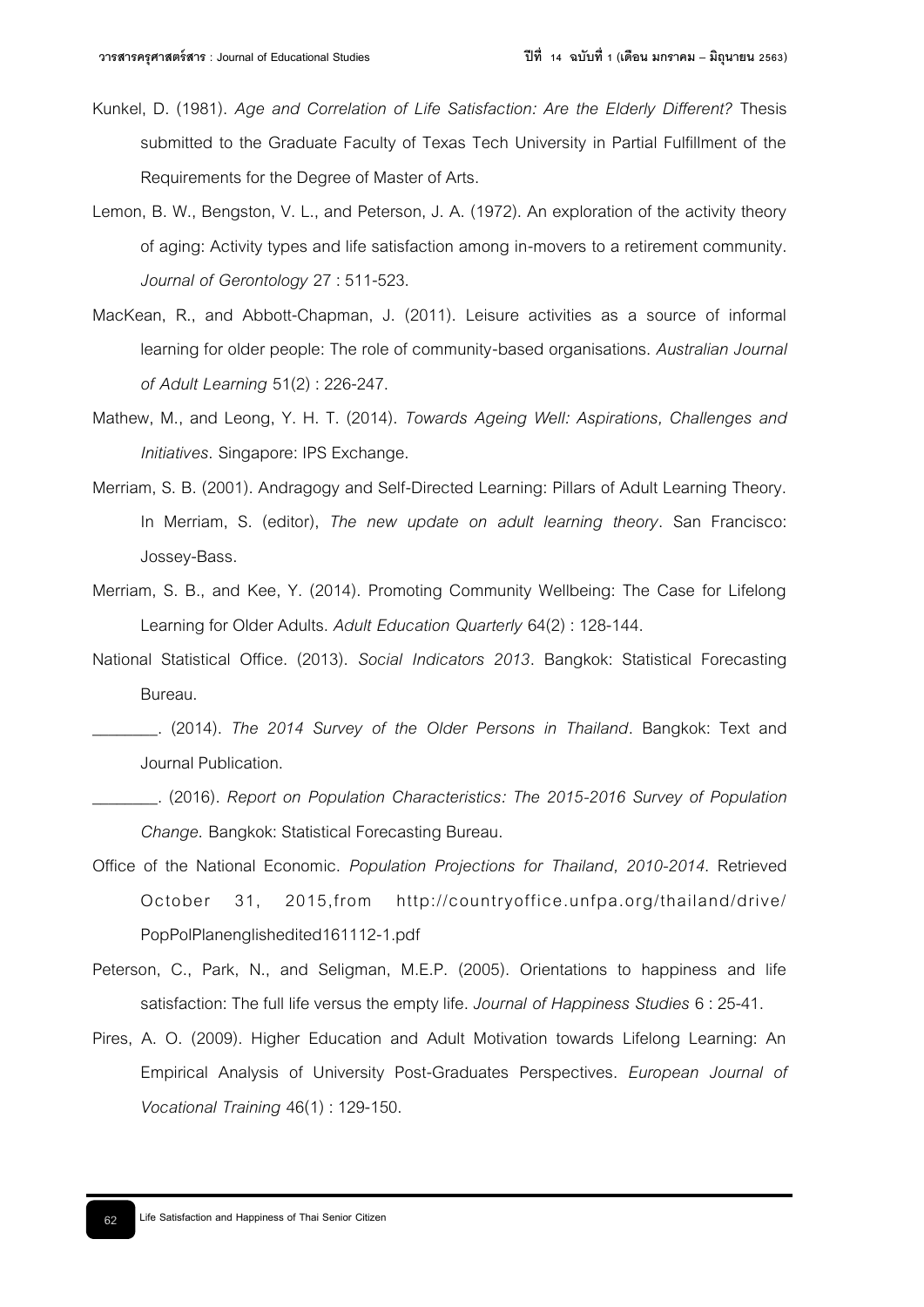Kunkel, D. (1981). *Age and Correlation of Life Satisfaction: Are the Elderly Different?* Thesis submitted to the Graduate Faculty of Texas Tech University in Partial Fulfillment of the Requirements for the Degree of Master of Arts.

Lemon, B. W., Bengston, V. L., and Peterson, J. A. (1972). An exploration of the activity theory of aging: Activity types and life satisfaction among in-movers to a retirement community. *Journal of Gerontology* 27 : 511-523.

MacKean, R., and Abbott-Chapman, J. (2011). Leisure activities as a source of informal learning for older people: The role of community-based organisations. *Australian Journal of Adult Learning* 51(2) : 226-247.

Mathew, M., and Leong, Y. H. T. (2014). *Towards Ageing Well: Aspirations, Challenges and Initiatives*. Singapore: IPS Exchange.

Merriam, S. B. (2001). Andragogy and Self-Directed Learning: Pillars of Adult Learning Theory. In Merriam, S. (editor), *The new update on adult learning theory*. San Francisco: Jossey-Bass.

Merriam, S. B., and Kee, Y. (2014). Promoting Community Wellbeing: The Case for Lifelong Learning for Older Adults. *Adult Education Quarterly* 64(2) : 128-144.

National Statistical Office. (2013). *Social Indicators 2013*. Bangkok: Statistical Forecasting Bureau.

________. (2014). *The 2014 Survey of the Older Persons in Thailand*. Bangkok: Text and Journal Publication.

________. (2016). *Report on Population Characteristics: The 2015-2016 Survey of Population Change*. Bangkok: Statistical Forecasting Bureau.

Office of the National Economic. *Population Projections for Thailand, 2010-2014*. Retrieved October 31, 2015,from http://countryoffice.unfpa.org/thailand/drive/PopPolPlanenglishedited161112-1.pdf

Peterson, C., Park, N., and Seligman, M.E.P. (2005). Orientations to happiness and life satisfaction: The full life versus the empty life. *Journal of Happiness Studies* 6 : 25-41.

Pires, A. O. (2009). Higher Education and Adult Motivation towards Lifelong Learning: An Empirical Analysis of University Post-Graduates Perspectives. *European Journal of Vocational Training* 46(1) : 129-150.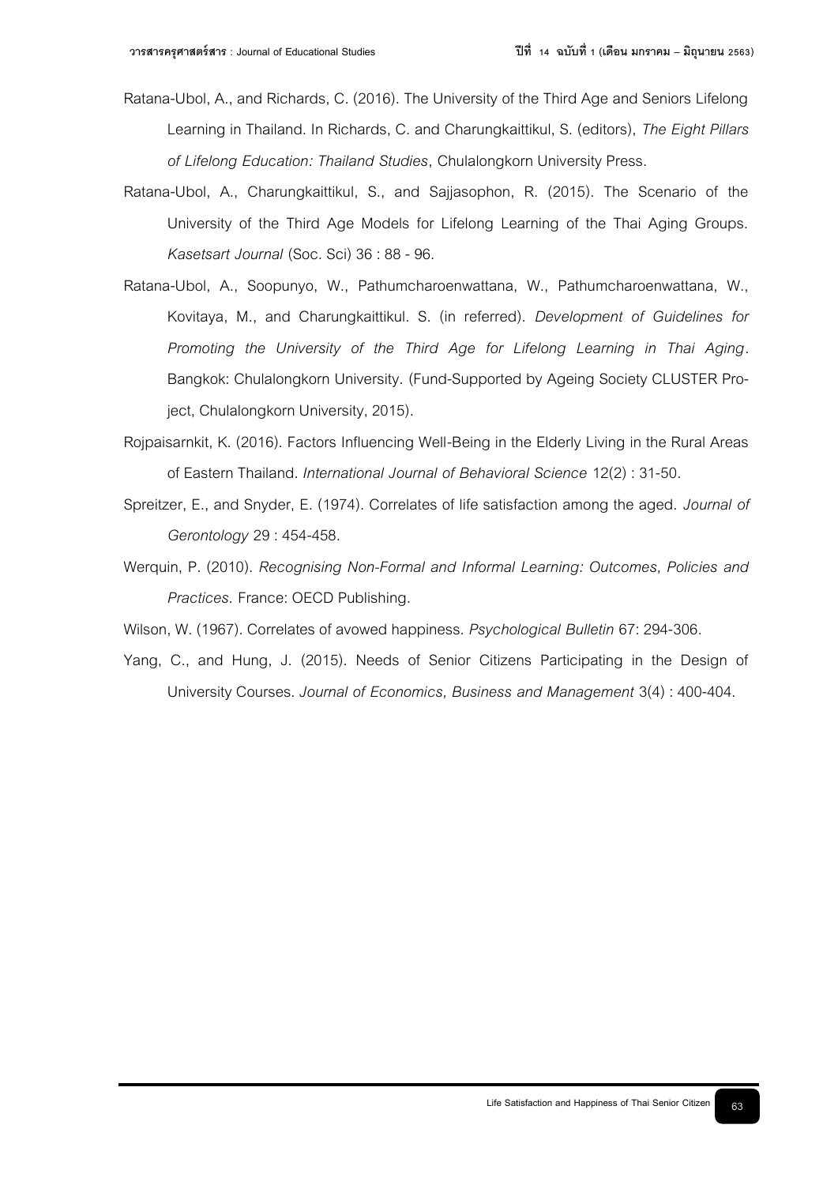Ratana-Ubol, A., and Richards, C. (2016). The University of the Third Age and Seniors Lifelong Learning in Thailand. In Richards, C. and Charungkaittikul, S. (editors), *The Eight Pillars of Lifelong Education: Thailand Studies*, Chulalongkorn University Press.

Ratana-Ubol, A., Charungkaittikul, S., and Sajjasophon, R. (2015). The Scenario of the University of the Third Age Models for Lifelong Learning of the Thai Aging Groups. *Kasetsart Journal* (Soc. Sci) 36 : 88 - 96.

Ratana-Ubol, A., Soopunyo, W., Pathumcharoenwattana, W., Pathumcharoenwattana, W., Kovitaya, M., and Charungkaittikul. S. (in referred). *Development of Guidelines for Promoting the University of the Third Age for Lifelong Learning in Thai Aging*. Bangkok: Chulalongkorn University. (Fund-Supported by Ageing Society CLUSTER Project, Chulalongkorn University, 2015).

Rojpaisarnkit, K. (2016). Factors Influencing Well-Being in the Elderly Living in the Rural Areas of Eastern Thailand. *International Journal of Behavioral Science* 12(2) : 31-50.

Spreitzer, E., and Snyder, E. (1974). Correlates of life satisfaction among the aged. *Journal of Gerontology* 29 : 454-458.

Werquin, P. (2010). *Recognising Non-Formal and Informal Learning: Outcomes, Policies and Practices*. France: OECD Publishing.

Wilson, W. (1967). Correlates of avowed happiness. *Psychological Bulletin* 67: 294-306.

Yang, C., and Hung, J. (2015). Needs of Senior Citizens Participating in the Design of University Courses. *Journal of Economics, Business and Management* 3(4) : 400-404.